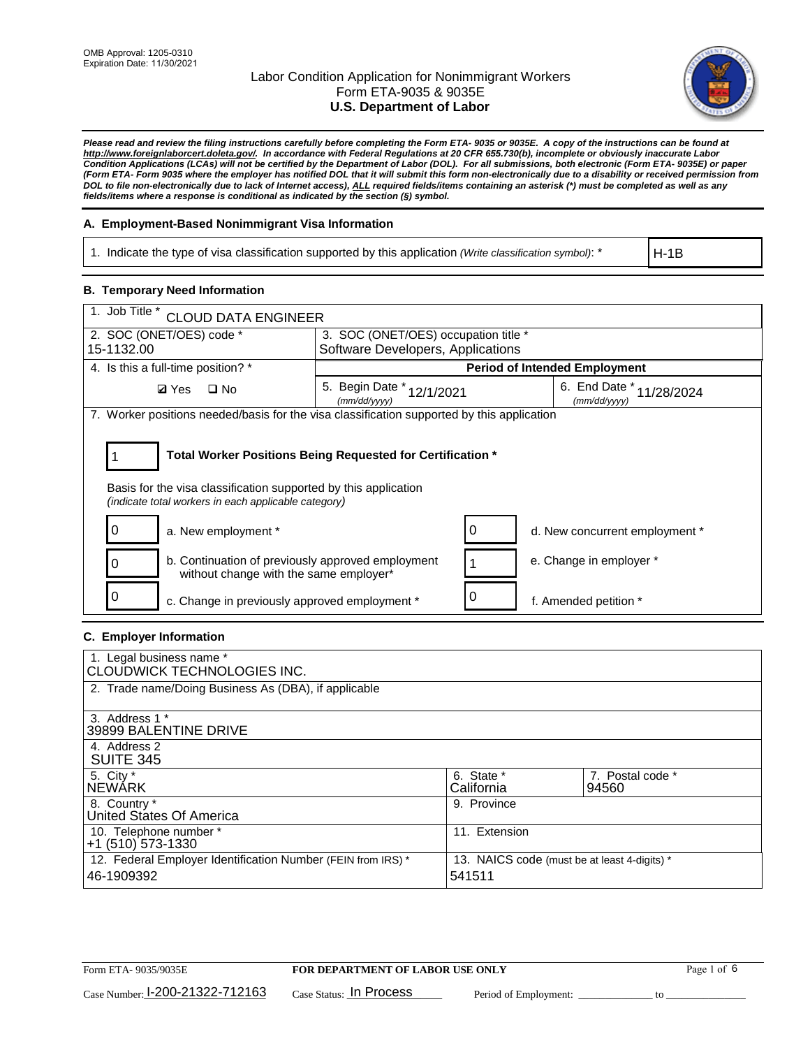OMB Approval: 1205-0310
Expiration Date: 11/30/2021

# Labor Condition Application for Nonimmigrant Workers
## Form ETA-9035 & 9035E
## U.S. Department of Labor

***Please read and review the filing instructions carefully before completing the Form ETA- 9035 or 9035E. A copy of the instructions can be found at http://www.foreignlaborcert.doleta.gov/. In accordance with Federal Regulations at 20 CFR 655.730(b), incomplete or obviously inaccurate Labor Condition Applications (LCAs) will not be certified by the Department of Labor (DOL). For all submissions, both electronic (Form ETA- 9035E) or paper (Form ETA- Form 9035 where the employer has notified DOL that it will submit this form non-electronically due to a disability or received permission from DOL to file non-electronically due to lack of Internet access), ALL required fields/items containing an asterisk (*) must be completed as well as any fields/items where a response is conditional as indicated by the section (§) symbol.***

### A. Employment-Based Nonimmigrant Visa Information

| 1. Indicate the type of visa classification supported by this application *(Write classification symbol)*: * | H-1B |
|---|---|

### B. Temporary Need Information

| 1. Job Title * CLOUD DATA ENGINEER | | |
|---|---|---|
| 2. SOC (ONET/OES) code * 15-1132.00 | 3. SOC (ONET/OES) occupation title * Software Developers, Applications | |
| 4. Is this a full-time position? * | **Period of Intended Employment** | |
| ☑ Yes ☐ No | 5. Begin Date * (mm/dd/yyyy) 12/1/2021 | 6. End Date * (mm/dd/yyyy) 11/28/2024 |

7. Worker positions needed/basis for the visa classification supported by this application

**1** — **Total Worker Positions Being Requested for Certification ***

Basis for the visa classification supported by this application
*(indicate total workers in each applicable category)*

| | | | |
|---|---|---|---|
| 0 | a. New employment * | 0 | d. New concurrent employment * |
| 0 | b. Continuation of previously approved employment without change with the same employer* | 1 | e. Change in employer * |
| 0 | c. Change in previously approved employment * | 0 | f. Amended petition * |

### C. Employer Information

| | | |
|---|---|---|
| 1. Legal business name * CLOUDWICK TECHNOLOGIES INC. | | |
| 2. Trade name/Doing Business As (DBA), if applicable | | |
| 3. Address 1 * 39899 BALENTINE DRIVE | | |
| 4. Address 2 SUITE 345 | | |
| 5. City * NEWARK | 6. State * California | 7. Postal code * 94560 |
| 8. Country * United States Of America | 9. Province | |
| 10. Telephone number * +1 (510) 573-1330 | 11. Extension | |
| 12. Federal Employer Identification Number (FEIN from IRS) * 46-1909392 | 13. NAICS code (must be at least 4-digits) * 541511 | |

Form ETA- 9035/9035E — **FOR DEPARTMENT OF LABOR USE ONLY**

Case Number: I-200-21322-712163 Case Status: In Process Period of Employment: _____________ to _______________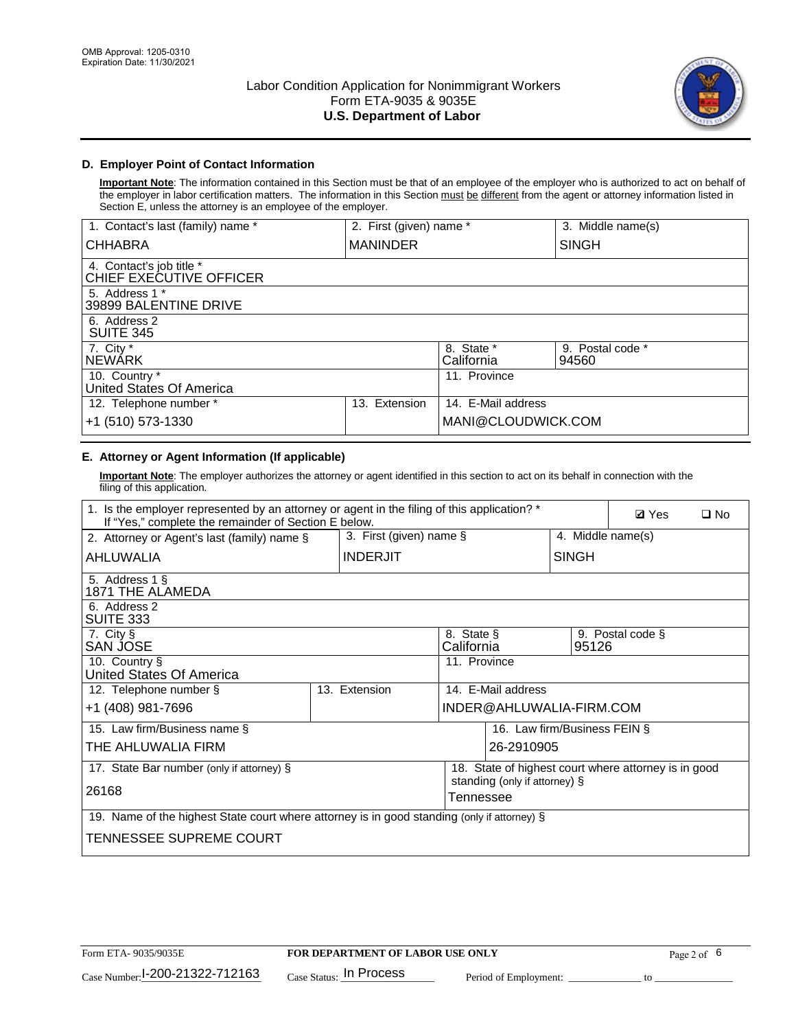## D. Employer Point of Contact Information

**Important Note**: The information contained in this Section must be that of an employee of the employer who is authorized to act on behalf of the employer in labor certification matters. The information in this Section must be different from the agent or attorney information listed in Section E, unless the attorney is an employee of the employer.

| 1. Contact's last (family) name * | 2. First (given) name * | 3. Middle name(s) |
|---|---|---|
| CHHABRA | MANINDER | SINGH |
| 4. Contact's job title * CHIEF EXECUTIVE OFFICER | | |
| 5. Address 1 * 39899 BALENTINE DRIVE | | |
| 6. Address 2 SUITE 345 | | |
| 7. City * NEWARK | 8. State * California | 9. Postal code * 94560 |
| 10. Country * United States Of America | 11. Province | |
| 12. Telephone number * +1 (510) 573-1330 | 13. Extension | 14. E-Mail address MANI@CLOUDWICK.COM |

## E. Attorney or Agent Information (If applicable)

**Important Note**: The employer authorizes the attorney or agent identified in this section to act on its behalf in connection with the filing of this application.

1. Is the employer represented by an attorney or agent in the filing of this application? * If "Yes," complete the remainder of Section E below. ☑ Yes ☐ No

| 2. Attorney or Agent's last (family) name § | 3. First (given) name § | 4. Middle name(s) |
|---|---|---|
| AHLUWALIA | INDERJIT | SINGH |
| 5. Address 1 § 1871 THE ALAMEDA | | |
| 6. Address 2 SUITE 333 | | |
| 7. City § SAN JOSE | 8. State § California | 9. Postal code § 95126 |
| 10. Country § United States Of America | 11. Province | |
| 12. Telephone number § +1 (408) 981-7696 | 13. Extension | 14. E-Mail address INDER@AHLUWALIA-FIRM.COM |
| 15. Law firm/Business name § THE AHLUWALIA FIRM | | 16. Law firm/Business FEIN § 26-2910905 |
| 17. State Bar number (only if attorney) § 26168 | | 18. State of highest court where attorney is in good standing (only if attorney) § Tennessee |
| 19. Name of the highest State court where attorney is in good standing (only if attorney) § TENNESSEE SUPREME COURT | | |

Form ETA- 9035/9035E **FOR DEPARTMENT OF LABOR USE ONLY**

Case Number: I-200-21322-712163 Case Status: In Process Period of Employment: _____________ to _____________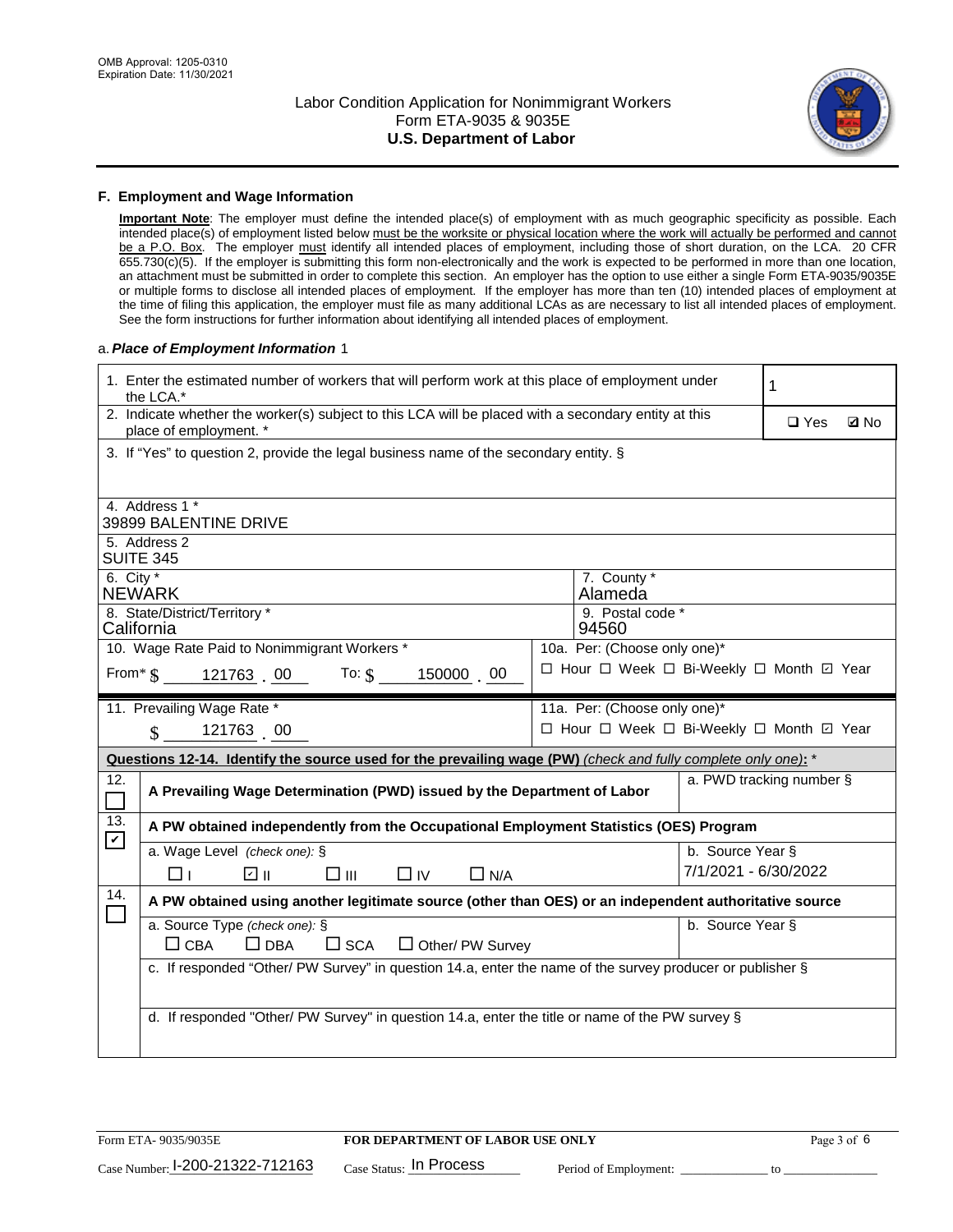## F. Employment and Wage Information

**Important Note**: The employer must define the intended place(s) of employment with as much geographic specificity as possible. Each intended place(s) of employment listed below must be the worksite or physical location where the work will actually be performed and cannot be a P.O. Box. The employer must identify all intended places of employment, including those of short duration, on the LCA. 20 CFR 655.730(c)(5). If the employer is submitting this form non-electronically and the work is expected to be performed in more than one location, an attachment must be submitted in order to complete this section. An employer has the option to use either a single Form ETA-9035/9035E or multiple forms to disclose all intended places of employment. If the employer has more than ten (10) intended places of employment at the time of filing this application, the employer must file as many additional LCAs as are necessary to list all intended places of employment. See the form instructions for further information about identifying all intended places of employment.

a. ***Place of Employment Information*** 1

1. Enter the estimated number of workers that will perform work at this place of employment under the LCA.* **1**

2. Indicate whether the worker(s) subject to this LCA will be placed with a secondary entity at this place of employment. * ☐ Yes ☑ No

3. If "Yes" to question 2, provide the legal business name of the secondary entity. §

4. Address 1 *
39899 BALENTINE DRIVE

5. Address 2
SUITE 345

6. City *
NEWARK

7. County *
Alameda

8. State/District/Territory *
California

9. Postal code *
94560

10. Wage Rate Paid to Nonimmigrant Workers *
From* $ 121763 . 00 To: $ 150000 . 00

10a. Per: (Choose only one)*
☐ Hour ☐ Week ☐ Bi-Weekly ☐ Month ☑ Year

11. Prevailing Wage Rate *
$ 121763 . 00

11a. Per: (Choose only one)*
☐ Hour ☐ Week ☐ Bi-Weekly ☐ Month ☑ Year

**Questions 12-14. Identify the source used for the prevailing wage (PW)** *(check and fully complete only one)*: *

12. ☐ **A Prevailing Wage Determination (PWD) issued by the Department of Labor**
a. PWD tracking number §

13. ☑ **A PW obtained independently from the Occupational Employment Statistics (OES) Program**
a. Wage Level *(check one)*: § ☐ I ☑ II ☐ III ☐ IV ☐ N/A
b. Source Year § 7/1/2021 - 6/30/2022

14. ☐ **A PW obtained using another legitimate source (other than OES) or an independent authoritative source**
a. Source Type *(check one)*: § ☐ CBA ☐ DBA ☐ SCA ☐ Other/ PW Survey
b. Source Year §
c. If responded "Other/ PW Survey" in question 14.a, enter the name of the survey producer or publisher §
d. If responded "Other/ PW Survey" in question 14.a, enter the title or name of the PW survey §

Form ETA- 9035/9035E — **FOR DEPARTMENT OF LABOR USE ONLY**

Case Number: I-200-21322-712163 Case Status: In Process Period of Employment: ____________ to ____________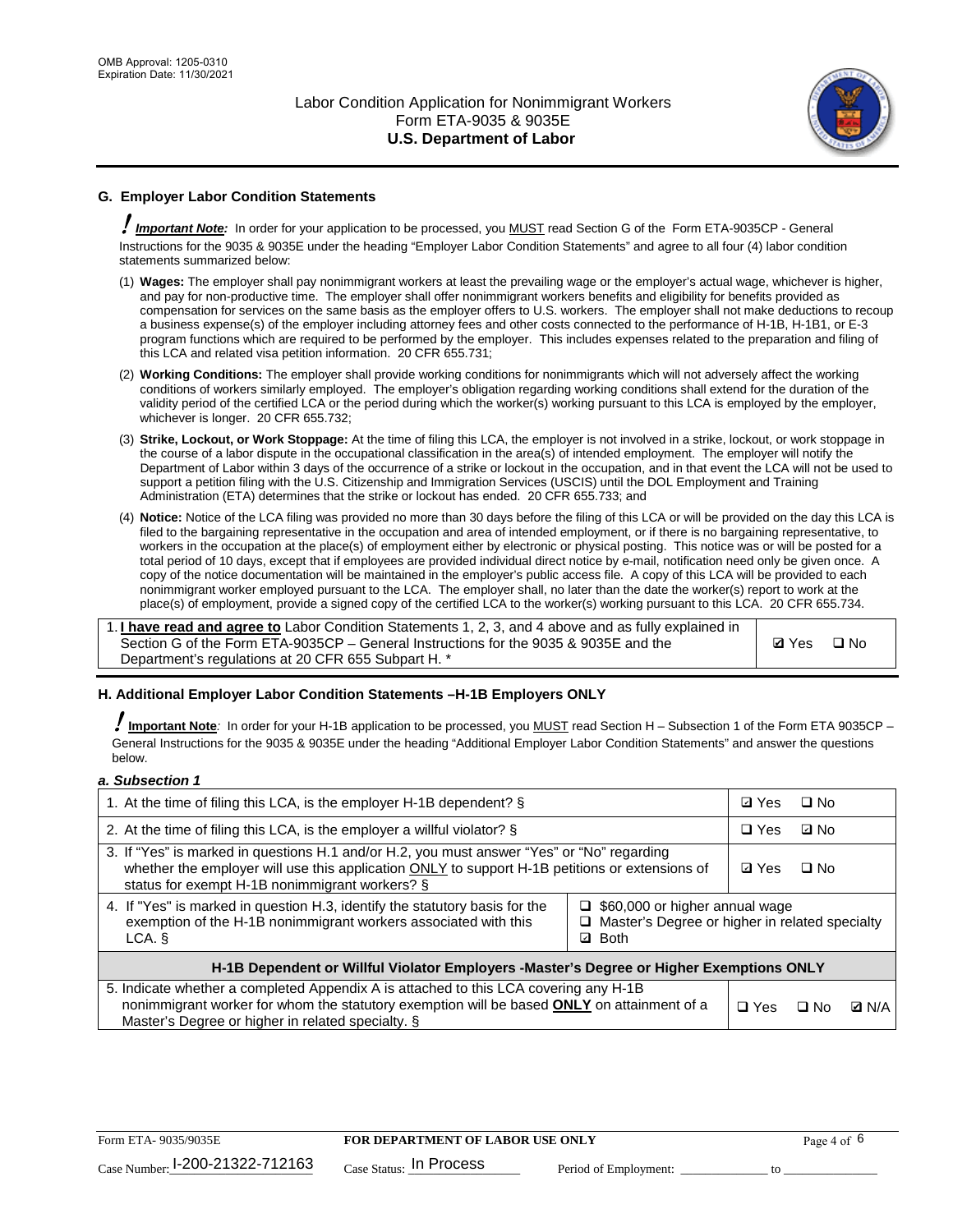OMB Approval: 1205-0310
Expiration Date: 11/30/2021

# Labor Condition Application for Nonimmigrant Workers
# Form ETA-9035 & 9035E
# U.S. Department of Labor

## G. Employer Labor Condition Statements

**! *Important Note:*** In order for your application to be processed, you MUST read Section G of the Form ETA-9035CP - General Instructions for the 9035 & 9035E under the heading "Employer Labor Condition Statements" and agree to all four (4) labor condition statements summarized below:

(1) **Wages:** The employer shall pay nonimmigrant workers at least the prevailing wage or the employer's actual wage, whichever is higher, and pay for non-productive time. The employer shall offer nonimmigrant workers benefits and eligibility for benefits provided as compensation for services on the same basis as the employer offers to U.S. workers. The employer shall not make deductions to recoup a business expense(s) of the employer including attorney fees and other costs connected to the performance of H-1B, H-1B1, or E-3 program functions which are required to be performed by the employer. This includes expenses related to the preparation and filing of this LCA and related visa petition information. 20 CFR 655.731;

(2) **Working Conditions:** The employer shall provide working conditions for nonimmigrants which will not adversely affect the working conditions of workers similarly employed. The employer's obligation regarding working conditions shall extend for the duration of the validity period of the certified LCA or the period during which the worker(s) working pursuant to this LCA is employed by the employer, whichever is longer. 20 CFR 655.732;

(3) **Strike, Lockout, or Work Stoppage:** At the time of filing this LCA, the employer is not involved in a strike, lockout, or work stoppage in the course of a labor dispute in the occupational classification in the area(s) of intended employment. The employer will notify the Department of Labor within 3 days of the occurrence of a strike or lockout in the occupation, and in that event the LCA will not be used to support a petition filing with the U.S. Citizenship and Immigration Services (USCIS) until the DOL Employment and Training Administration (ETA) determines that the strike or lockout has ended. 20 CFR 655.733; and

(4) **Notice:** Notice of the LCA filing was provided no more than 30 days before the filing of this LCA or will be provided on the day this LCA is filed to the bargaining representative in the occupation and area of intended employment, or if there is no bargaining representative, to workers in the occupation at the place(s) of employment either by electronic or physical posting. This notice was or will be posted for a total period of 10 days, except that if employees are provided individual direct notice by e-mail, notification need only be given once. A copy of the notice documentation will be maintained in the employer's public access file. A copy of this LCA will be provided to each nonimmigrant worker employed pursuant to the LCA. The employer shall, no later than the date the worker(s) report to work at the place(s) of employment, provide a signed copy of the certified LCA to the worker(s) working pursuant to this LCA. 20 CFR 655.734.

| 1. **I have read and agree to** Labor Condition Statements 1, 2, 3, and 4 above and as fully explained in Section G of the Form ETA-9035CP – General Instructions for the 9035 & 9035E and the Department's regulations at 20 CFR 655 Subpart H. * | ☑ Yes ☐ No |
|---|---|

## H. Additional Employer Labor Condition Statements –H-1B Employers ONLY

**! Important Note***:* In order for your H-1B application to be processed, you MUST read Section H – Subsection 1 of the Form ETA 9035CP – General Instructions for the 9035 & 9035E under the heading "Additional Employer Labor Condition Statements" and answer the questions below.

***a. Subsection 1***

| | | |
|---|---|---|
| 1. At the time of filing this LCA, is the employer H-1B dependent? § | | ☑ Yes ☐ No |
| 2. At the time of filing this LCA, is the employer a willful violator? § | | ☐ Yes ☑ No |
| 3. If "Yes" is marked in questions H.1 and/or H.2, you must answer "Yes" or "No" regarding whether the employer will use this application ONLY to support H-1B petitions or extensions of status for exempt H-1B nonimmigrant workers? § | | ☑ Yes ☐ No |
| 4. If "Yes" is marked in question H.3, identify the statutory basis for the exemption of the H-1B nonimmigrant workers associated with this LCA. § | ☐ $60,000 or higher annual wage<br>☐ Master's Degree or higher in related specialty<br>☑ Both | |
| **H-1B Dependent or Willful Violator Employers -Master's Degree or Higher Exemptions ONLY** | | |
| 5. Indicate whether a completed Appendix A is attached to this LCA covering any H-1B nonimmigrant worker for whom the statutory exemption will be based **ONLY** on attainment of a Master's Degree or higher in related specialty. § | | ☐ Yes ☐ No ☑ N/A |

Form ETA- 9035/9035E | **FOR DEPARTMENT OF LABOR USE ONLY**

Case Number: I-200-21322-712163 | Case Status: In Process | Period of Employment: _____________ to _____________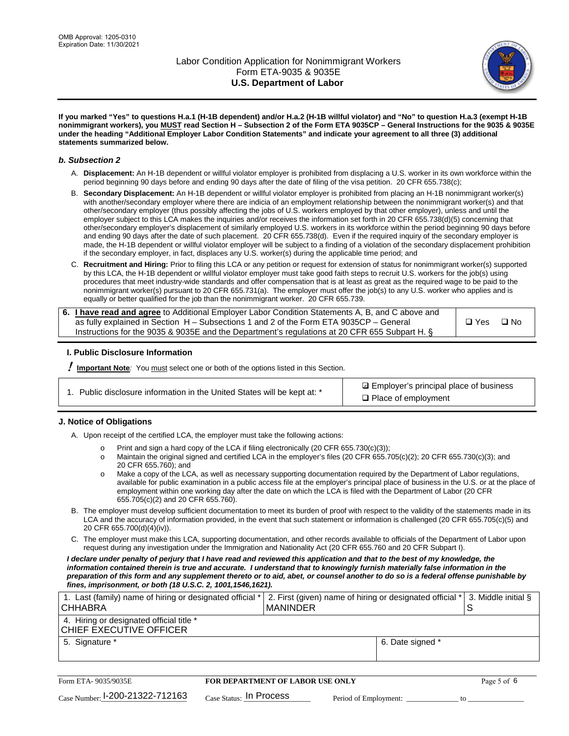**If you marked "Yes" to questions H.a.1 (H-1B dependent) and/or H.a.2 (H-1B willful violator) and "No" to question H.a.3 (exempt H-1B nonimmigrant workers), you MUST read Section H – Subsection 2 of the Form ETA 9035CP – General Instructions for the 9035 & 9035E under the heading "Additional Employer Labor Condition Statements" and indicate your agreement to all three (3) additional statements summarized below.**

### *b. Subsection 2*

A. **Displacement:** An H-1B dependent or willful violator employer is prohibited from displacing a U.S. worker in its own workforce within the period beginning 90 days before and ending 90 days after the date of filing of the visa petition. 20 CFR 655.738(c);

B. **Secondary Displacement:** An H-1B dependent or willful violator employer is prohibited from placing an H-1B nonimmigrant worker(s) with another/secondary employer where there are indicia of an employment relationship between the nonimmigrant worker(s) and that other/secondary employer (thus possibly affecting the jobs of U.S. workers employed by that other employer), unless and until the employer subject to this LCA makes the inquiries and/or receives the information set forth in 20 CFR 655.738(d)(5) concerning that other/secondary employer's displacement of similarly employed U.S. workers in its workforce within the period beginning 90 days before and ending 90 days after the date of such placement. 20 CFR 655.738(d). Even if the required inquiry of the secondary employer is made, the H-1B dependent or willful violator employer will be subject to a finding of a violation of the secondary displacement prohibition if the secondary employer, in fact, displaces any U.S. worker(s) during the applicable time period; and

C. **Recruitment and Hiring:** Prior to filing this LCA or any petition or request for extension of status for nonimmigrant worker(s) supported by this LCA, the H-1B dependent or willful violator employer must take good faith steps to recruit U.S. workers for the job(s) using procedures that meet industry-wide standards and offer compensation that is at least as great as the required wage to be paid to the nonimmigrant worker(s) pursuant to 20 CFR 655.731(a). The employer must offer the job(s) to any U.S. worker who applies and is equally or better qualified for the job than the nonimmigrant worker. 20 CFR 655.739.

| 6. **I have read and agree** to Additional Employer Labor Condition Statements A, B, and C above and as fully explained in Section H – Subsections 1 and 2 of the Form ETA 9035CP – General Instructions for the 9035 & 9035E and the Department's regulations at 20 CFR 655 Subpart H. § | ❑ Yes ❑ No |
|---|---|

## I. Public Disclosure Information

! **Important Note***:* You must select one or both of the options listed in this Section.

| 1. Public disclosure information in the United States will be kept at: * | ☑ Employer's principal place of business<br>❑ Place of employment |
|---|---|

## J. Notice of Obligations

A. Upon receipt of the certified LCA, the employer must take the following actions:

- o Print and sign a hard copy of the LCA if filing electronically (20 CFR 655.730(c)(3));
- o Maintain the original signed and certified LCA in the employer's files (20 CFR 655.705(c)(2); 20 CFR 655.730(c)(3); and 20 CFR 655.760); and
- o Make a copy of the LCA, as well as necessary supporting documentation required by the Department of Labor regulations, available for public examination in a public access file at the employer's principal place of business in the U.S. or at the place of employment within one working day after the date on which the LCA is filed with the Department of Labor (20 CFR 655.705(c)(2) and 20 CFR 655.760).

B. The employer must develop sufficient documentation to meet its burden of proof with respect to the validity of the statements made in its LCA and the accuracy of information provided, in the event that such statement or information is challenged (20 CFR 655.705(c)(5) and 20 CFR 655.700(d)(4)(iv)).

C. The employer must make this LCA, supporting documentation, and other records available to officials of the Department of Labor upon request during any investigation under the Immigration and Nationality Act (20 CFR 655.760 and 20 CFR Subpart I).

***I declare under penalty of perjury that I have read and reviewed this application and that to the best of my knowledge, the information contained therein is true and accurate. I understand that to knowingly furnish materially false information in the preparation of this form and any supplement thereto or to aid, abet, or counsel another to do so is a federal offense punishable by fines, imprisonment, or both (18 U.S.C. 2, 1001,1546,1621).***

| 1. Last (family) name of hiring or designated official *<br>CHHABRA | 2. First (given) name of hiring or designated official *<br>MANINDER | 3. Middle initial §<br>S |
|---|---|---|
| 4. Hiring or designated official title *<br>CHIEF EXECUTIVE OFFICER | | |
| 5. Signature * | 6. Date signed * | |

Form ETA- 9035/9035E | **FOR DEPARTMENT OF LABOR USE ONLY**

Case Number: I-200-21322-712163 Case Status: In Process Period of Employment: _____________ to _____________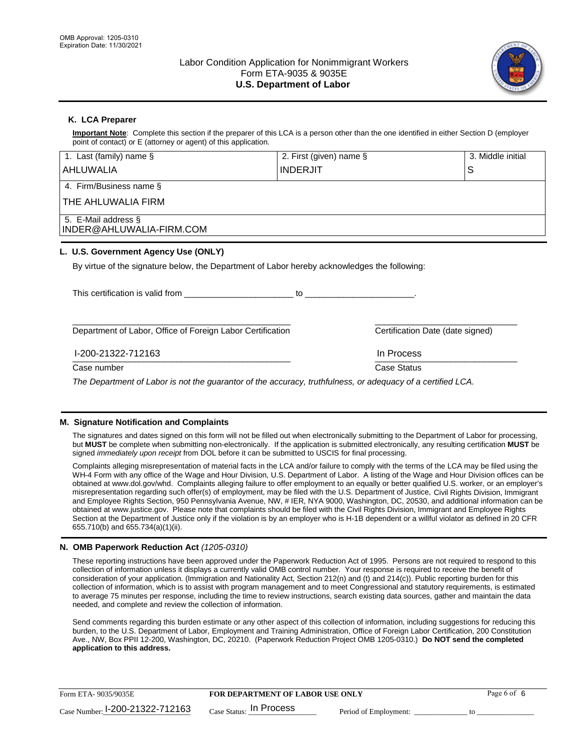## K. LCA Preparer

**Important Note**: Complete this section if the preparer of this LCA is a person other than the one identified in either Section D (employer point of contact) or E (attorney or agent) of this application.

| 1. Last (family) name § | 2. First (given) name § | 3. Middle initial |
|---|---|---|
| AHLUWALIA | INDERJIT | S |
| 4. Firm/Business name § | | |
| THE AHLUWALIA FIRM | | |
| 5. E-Mail address § | | |
| INDER@AHLUWALIA-FIRM.COM | | |

## L. U.S. Government Agency Use (ONLY)

By virtue of the signature below, the Department of Labor hereby acknowledges the following:

This certification is valid from ______________________ to ______________________.

______________________________________________ Department of Labor, Office of Foreign Labor Certification

______________________________ Certification Date (date signed)

I-200-21322-712163
Case number

In Process
Case Status

*The Department of Labor is not the guarantor of the accuracy, truthfulness, or adequacy of a certified LCA.*

## M. Signature Notification and Complaints

The signatures and dates signed on this form will not be filled out when electronically submitting to the Department of Labor for processing, but **MUST** be complete when submitting non-electronically. If the application is submitted electronically, any resulting certification **MUST** be signed *immediately upon receipt* from DOL before it can be submitted to USCIS for final processing.

Complaints alleging misrepresentation of material facts in the LCA and/or failure to comply with the terms of the LCA may be filed using the WH-4 Form with any office of the Wage and Hour Division, U.S. Department of Labor. A listing of the Wage and Hour Division offices can be obtained at www.dol.gov/whd. Complaints alleging failure to offer employment to an equally or better qualified U.S. worker, or an employer's misrepresentation regarding such offer(s) of employment, may be filed with the U.S. Department of Justice, Civil Rights Division, Immigrant and Employee Rights Section, 950 Pennsylvania Avenue, NW, # IER, NYA 9000, Washington, DC, 20530, and additional information can be obtained at www.justice.gov. Please note that complaints should be filed with the Civil Rights Division, Immigrant and Employee Rights Section at the Department of Justice only if the violation is by an employer who is H-1B dependent or a willful violator as defined in 20 CFR 655.710(b) and 655.734(a)(1)(ii).

## N. OMB Paperwork Reduction Act *(1205-0310)*

These reporting instructions have been approved under the Paperwork Reduction Act of 1995. Persons are not required to respond to this collection of information unless it displays a currently valid OMB control number. Your response is required to receive the benefit of consideration of your application. (Immigration and Nationality Act, Section 212(n) and (t) and 214(c)). Public reporting burden for this collection of information, which is to assist with program management and to meet Congressional and statutory requirements, is estimated to average 75 minutes per response, including the time to review instructions, search existing data sources, gather and maintain the data needed, and complete and review the collection of information.

Send comments regarding this burden estimate or any other aspect of this collection of information, including suggestions for reducing this burden, to the U.S. Department of Labor, Employment and Training Administration, Office of Foreign Labor Certification, 200 Constitution Ave., NW, Box PPII 12-200, Washington, DC, 20210. (Paperwork Reduction Project OMB 1205-0310.) **Do NOT send the completed application to this address.**